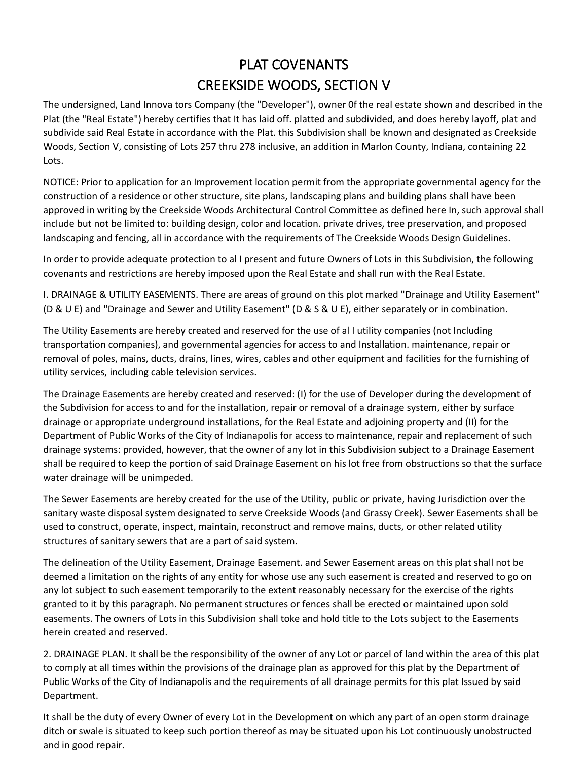# PLAT COVENANTS
# CREEKSIDE WOODS, SECTION V

The undersigned, Land Innova tors Company (the "Developer"), owner 0f the real estate shown and described in the Plat (the "Real Estate") hereby certifies that It has laid off. platted and subdivided, and does hereby layoff, plat and subdivide said Real Estate in accordance with the Plat. this Subdivision shall be known and designated as Creekside Woods, Section V, consisting of Lots 257 thru 278 inclusive, an addition in Marlon County, Indiana, containing 22 Lots.

NOTICE: Prior to application for an Improvement location permit from the appropriate governmental agency for the construction of a residence or other structure, site plans, landscaping plans and building plans shall have been approved in writing by the Creekside Woods Architectural Control Committee as defined here In, such approval shall include but not be limited to: building design, color and location. private drives, tree preservation, and proposed landscaping and fencing, all in accordance with the requirements of The Creekside Woods Design Guidelines.

In order to provide adequate protection to al I present and future Owners of Lots in this Subdivision, the following covenants and restrictions are hereby imposed upon the Real Estate and shall run with the Real Estate.

I. DRAINAGE & UTILITY EASEMENTS. There are areas of ground on this plot marked "Drainage and Utility Easement" (D & U E) and "Drainage and Sewer and Utility Easement" (D & S & U E), either separately or in combination.

The Utility Easements are hereby created and reserved for the use of al I utility companies (not Including transportation companies), and governmental agencies for access to and Installation. maintenance, repair or removal of poles, mains, ducts, drains, lines, wires, cables and other equipment and facilities for the furnishing of utility services, including cable television services.

The Drainage Easements are hereby created and reserved: (I) for the use of Developer during the development of the Subdivision for access to and for the installation, repair or removal of a drainage system, either by surface drainage or appropriate underground installations, for the Real Estate and adjoining property and (II) for the Department of Public Works of the City of Indianapolis for access to maintenance, repair and replacement of such drainage systems: provided, however, that the owner of any lot in this Subdivision subject to a Drainage Easement shall be required to keep the portion of said Drainage Easement on his lot free from obstructions so that the surface water drainage will be unimpeded.

The Sewer Easements are hereby created for the use of the Utility, public or private, having Jurisdiction over the sanitary waste disposal system designated to serve Creekside Woods (and Grassy Creek). Sewer Easements shall be used to construct, operate, inspect, maintain, reconstruct and remove mains, ducts, or other related utility structures of sanitary sewers that are a part of said system.

The delineation of the Utility Easement, Drainage Easement. and Sewer Easement areas on this plat shall not be deemed a limitation on the rights of any entity for whose use any such easement is created and reserved to go on any lot subject to such easement temporarily to the extent reasonably necessary for the exercise of the rights granted to it by this paragraph. No permanent structures or fences shall be erected or maintained upon sold easements. The owners of Lots in this Subdivision shall toke and hold title to the Lots subject to the Easements herein created and reserved.

2. DRAINAGE PLAN. It shall be the responsibility of the owner of any Lot or parcel of land within the area of this plat to comply at all times within the provisions of the drainage plan as approved for this plat by the Department of Public Works of the City of Indianapolis and the requirements of all drainage permits for this plat Issued by said Department.

It shall be the duty of every Owner of every Lot in the Development on which any part of an open storm drainage ditch or swale is situated to keep such portion thereof as may be situated upon his Lot continuously unobstructed and in good repair.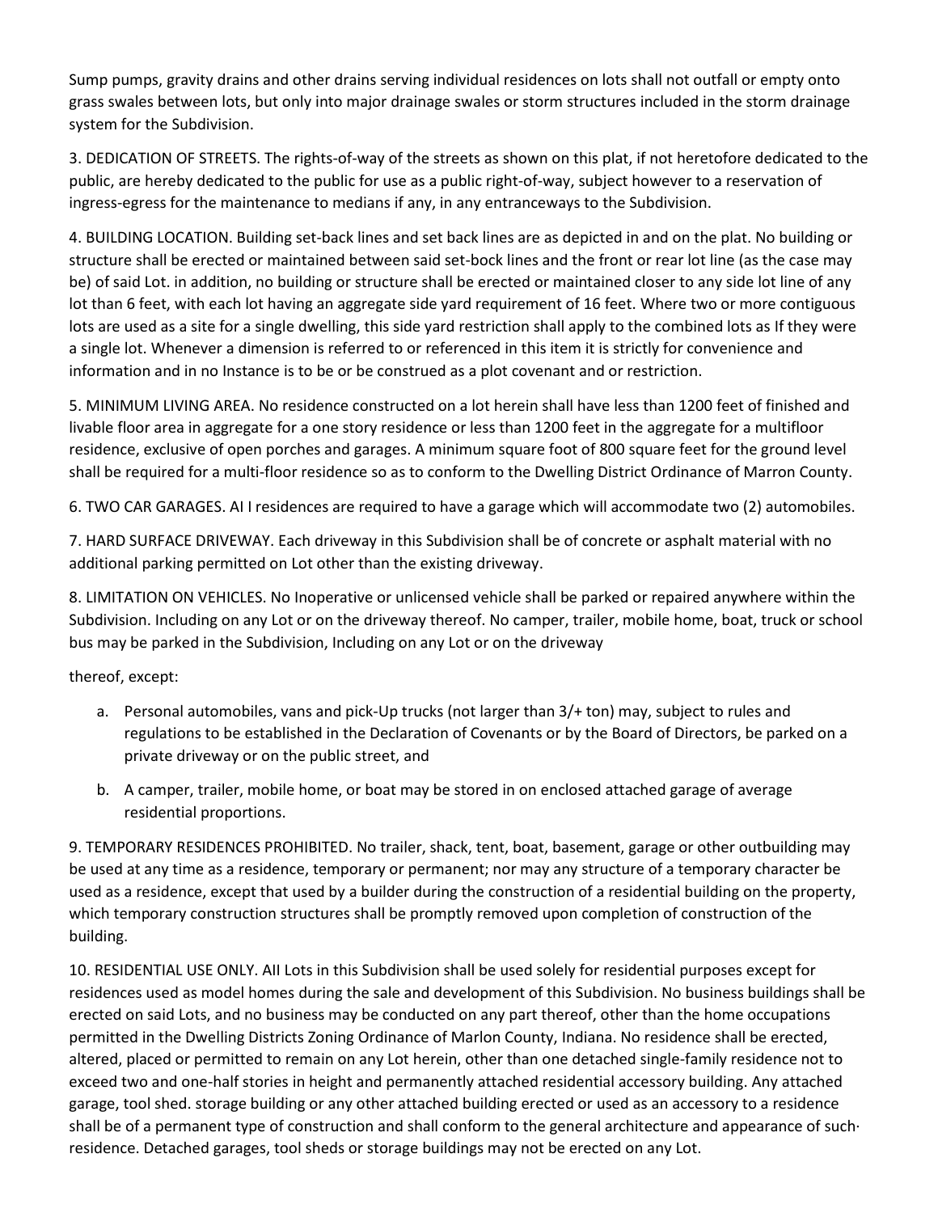Sump pumps, gravity drains and other drains serving individual residences on lots shall not outfall or empty onto grass swales between lots, but only into major drainage swales or storm structures included in the storm drainage system for the Subdivision.

3. DEDICATION OF STREETS. The rights-of-way of the streets as shown on this plat, if not heretofore dedicated to the public, are hereby dedicated to the public for use as a public right-of-way, subject however to a reservation of ingress-egress for the maintenance to medians if any, in any entranceways to the Subdivision.

4. BUILDING LOCATION. Building set-back lines and set back lines are as depicted in and on the plat. No building or structure shall be erected or maintained between said set-bock lines and the front or rear lot line (as the case may be) of said Lot. in addition, no building or structure shall be erected or maintained closer to any side lot line of any lot than 6 feet, with each lot having an aggregate side yard requirement of 16 feet. Where two or more contiguous lots are used as a site for a single dwelling, this side yard restriction shall apply to the combined lots as If they were a single lot. Whenever a dimension is referred to or referenced in this item it is strictly for convenience and information and in no Instance is to be or be construed as a plot covenant and or restriction.

5. MINIMUM LIVING AREA. No residence constructed on a lot herein shall have less than 1200 feet of finished and livable floor area in aggregate for a one story residence or less than 1200 feet in the aggregate for a multifloor residence, exclusive of open porches and garages. A minimum square foot of 800 square feet for the ground level shall be required for a multi-floor residence so as to conform to the Dwelling District Ordinance of Marron County.

6. TWO CAR GARAGES. AI I residences are required to have a garage which will accommodate two (2) automobiles.

7. HARD SURFACE DRIVEWAY. Each driveway in this Subdivision shall be of concrete or asphalt material with no additional parking permitted on Lot other than the existing driveway.

8. LIMITATION ON VEHICLES. No Inoperative or unlicensed vehicle shall be parked or repaired anywhere within the Subdivision. Including on any Lot or on the driveway thereof. No camper, trailer, mobile home, boat, truck or school bus may be parked in the Subdivision, Including on any Lot or on the driveway

thereof, except:

a. Personal automobiles, vans and pick-Up trucks (not larger than 3/+ ton) may, subject to rules and regulations to be established in the Declaration of Covenants or by the Board of Directors, be parked on a private driveway or on the public street, and

b. A camper, trailer, mobile home, or boat may be stored in on enclosed attached garage of average residential proportions.

9. TEMPORARY RESIDENCES PROHIBITED. No trailer, shack, tent, boat, basement, garage or other outbuilding may be used at any time as a residence, temporary or permanent; nor may any structure of a temporary character be used as a residence, except that used by a builder during the construction of a residential building on the property, which temporary construction structures shall be promptly removed upon completion of construction of the building.

10. RESIDENTIAL USE ONLY. AII Lots in this Subdivision shall be used solely for residential purposes except for residences used as model homes during the sale and development of this Subdivision. No business buildings shall be erected on said Lots, and no business may be conducted on any part thereof, other than the home occupations permitted in the Dwelling Districts Zoning Ordinance of Marlon County, Indiana. No residence shall be erected, altered, placed or permitted to remain on any Lot herein, other than one detached single-family residence not to exceed two and one-half stories in height and permanently attached residential accessory building. Any attached garage, tool shed. storage building or any other attached building erected or used as an accessory to a residence shall be of a permanent type of construction and shall conform to the general architecture and appearance of such· residence. Detached garages, tool sheds or storage buildings may not be erected on any Lot.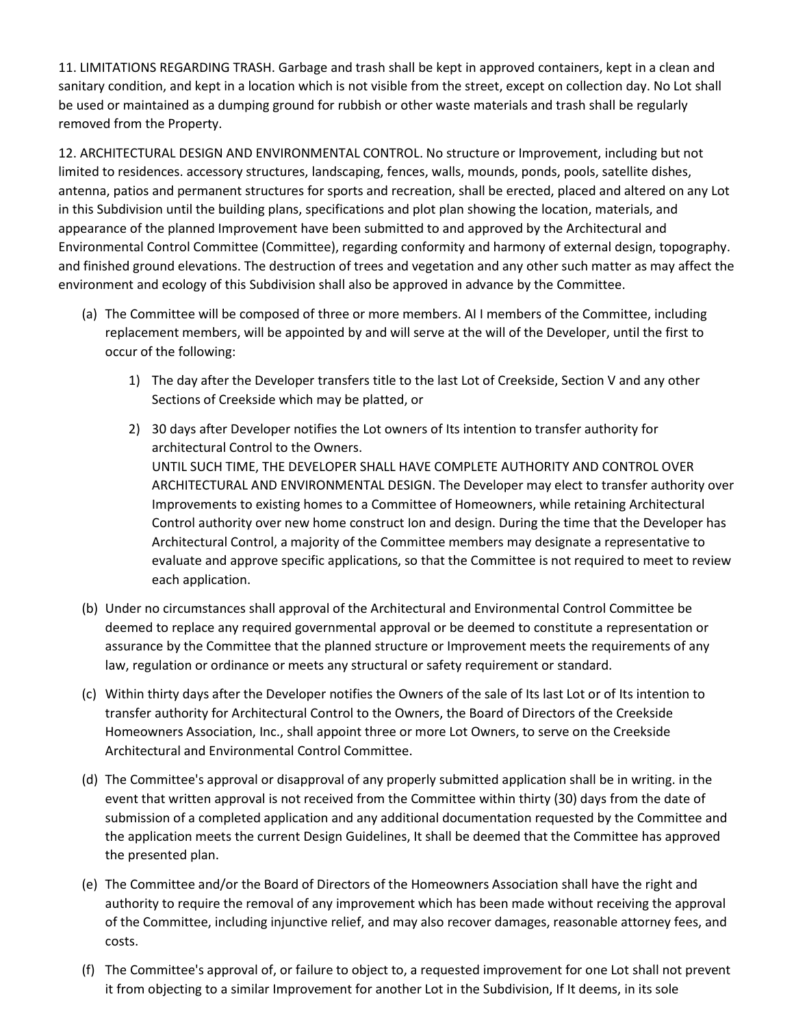11. LIMITATIONS REGARDING TRASH. Garbage and trash shall be kept in approved containers, kept in a clean and sanitary condition, and kept in a location which is not visible from the street, except on collection day. No Lot shall be used or maintained as a dumping ground for rubbish or other waste materials and trash shall be regularly removed from the Property.

12. ARCHITECTURAL DESIGN AND ENVIRONMENTAL CONTROL. No structure or Improvement, including but not limited to residences. accessory structures, landscaping, fences, walls, mounds, ponds, pools, satellite dishes, antenna, patios and permanent structures for sports and recreation, shall be erected, placed and altered on any Lot in this Subdivision until the building plans, specifications and plot plan showing the location, materials, and appearance of the planned Improvement have been submitted to and approved by the Architectural and Environmental Control Committee (Committee), regarding conformity and harmony of external design, topography. and finished ground elevations. The destruction of trees and vegetation and any other such matter as may affect the environment and ecology of this Subdivision shall also be approved in advance by the Committee.

(a) The Committee will be composed of three or more members. AI I members of the Committee, including replacement members, will be appointed by and will serve at the will of the Developer, until the first to occur of the following:

   1) The day after the Developer transfers title to the last Lot of Creekside, Section V and any other Sections of Creekside which may be platted, or

   2) 30 days after Developer notifies the Lot owners of Its intention to transfer authority for architectural Control to the Owners.
   UNTIL SUCH TIME, THE DEVELOPER SHALL HAVE COMPLETE AUTHORITY AND CONTROL OVER ARCHITECTURAL AND ENVIRONMENTAL DESIGN. The Developer may elect to transfer authority over Improvements to existing homes to a Committee of Homeowners, while retaining Architectural Control authority over new home construct Ion and design. During the time that the Developer has Architectural Control, a majority of the Committee members may designate a representative to evaluate and approve specific applications, so that the Committee is not required to meet to review each application.

(b) Under no circumstances shall approval of the Architectural and Environmental Control Committee be deemed to replace any required governmental approval or be deemed to constitute a representation or assurance by the Committee that the planned structure or Improvement meets the requirements of any law, regulation or ordinance or meets any structural or safety requirement or standard.

(c) Within thirty days after the Developer notifies the Owners of the sale of Its last Lot or of Its intention to transfer authority for Architectural Control to the Owners, the Board of Directors of the Creekside Homeowners Association, Inc., shall appoint three or more Lot Owners, to serve on the Creekside Architectural and Environmental Control Committee.

(d) The Committee's approval or disapproval of any properly submitted application shall be in writing. in the event that written approval is not received from the Committee within thirty (30) days from the date of submission of a completed application and any additional documentation requested by the Committee and the application meets the current Design Guidelines, It shall be deemed that the Committee has approved the presented plan.

(e) The Committee and/or the Board of Directors of the Homeowners Association shall have the right and authority to require the removal of any improvement which has been made without receiving the approval of the Committee, including injunctive relief, and may also recover damages, reasonable attorney fees, and costs.

(f) The Committee's approval of, or failure to object to, a requested improvement for one Lot shall not prevent it from objecting to a similar Improvement for another Lot in the Subdivision, If It deems, in its sole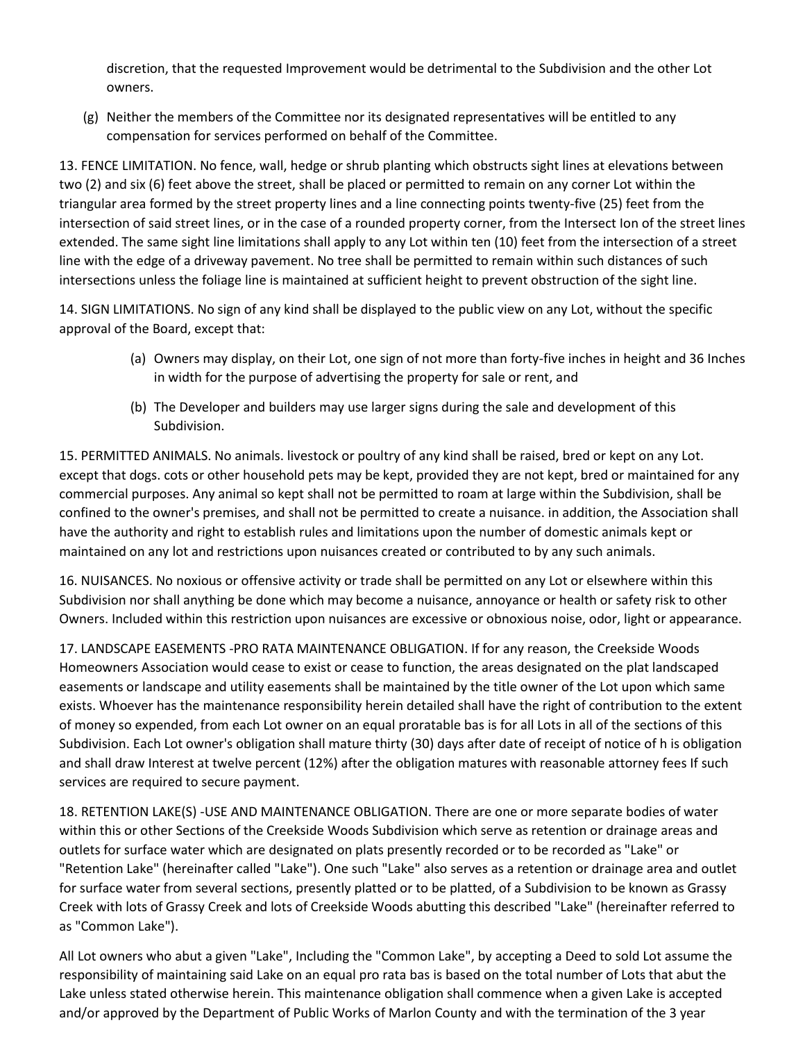discretion, that the requested Improvement would be detrimental to the Subdivision and the other Lot owners.

(g) Neither the members of the Committee nor its designated representatives will be entitled to any compensation for services performed on behalf of the Committee.

13. FENCE LIMITATION. No fence, wall, hedge or shrub planting which obstructs sight lines at elevations between two (2) and six (6) feet above the street, shall be placed or permitted to remain on any corner Lot within the triangular area formed by the street property lines and a line connecting points twenty-five (25) feet from the intersection of said street lines, or in the case of a rounded property corner, from the Intersect Ion of the street lines extended. The same sight line limitations shall apply to any Lot within ten (10) feet from the intersection of a street line with the edge of a driveway pavement. No tree shall be permitted to remain within such distances of such intersections unless the foliage line is maintained at sufficient height to prevent obstruction of the sight line.

14. SIGN LIMITATIONS. No sign of any kind shall be displayed to the public view on any Lot, without the specific approval of the Board, except that:

(a) Owners may display, on their Lot, one sign of not more than forty-five inches in height and 36 Inches in width for the purpose of advertising the property for sale or rent, and

(b) The Developer and builders may use larger signs during the sale and development of this Subdivision.

15. PERMITTED ANIMALS. No animals. livestock or poultry of any kind shall be raised, bred or kept on any Lot. except that dogs. cots or other household pets may be kept, provided they are not kept, bred or maintained for any commercial purposes. Any animal so kept shall not be permitted to roam at large within the Subdivision, shall be confined to the owner's premises, and shall not be permitted to create a nuisance. in addition, the Association shall have the authority and right to establish rules and limitations upon the number of domestic animals kept or maintained on any lot and restrictions upon nuisances created or contributed to by any such animals.

16. NUISANCES. No noxious or offensive activity or trade shall be permitted on any Lot or elsewhere within this Subdivision nor shall anything be done which may become a nuisance, annoyance or health or safety risk to other Owners. Included within this restriction upon nuisances are excessive or obnoxious noise, odor, light or appearance.

17. LANDSCAPE EASEMENTS -PRO RATA MAINTENANCE OBLIGATION. If for any reason, the Creekside Woods Homeowners Association would cease to exist or cease to function, the areas designated on the plat landscaped easements or landscape and utility easements shall be maintained by the title owner of the Lot upon which same exists. Whoever has the maintenance responsibility herein detailed shall have the right of contribution to the extent of money so expended, from each Lot owner on an equal proratable bas is for all Lots in all of the sections of this Subdivision. Each Lot owner's obligation shall mature thirty (30) days after date of receipt of notice of h is obligation and shall draw Interest at twelve percent (12%) after the obligation matures with reasonable attorney fees If such services are required to secure payment.

18. RETENTION LAKE(S) -USE AND MAINTENANCE OBLIGATION. There are one or more separate bodies of water within this or other Sections of the Creekside Woods Subdivision which serve as retention or drainage areas and outlets for surface water which are designated on plats presently recorded or to be recorded as "Lake" or "Retention Lake" (hereinafter called "Lake"). One such "Lake" also serves as a retention or drainage area and outlet for surface water from several sections, presently platted or to be platted, of a Subdivision to be known as Grassy Creek with lots of Grassy Creek and lots of Creekside Woods abutting this described "Lake" (hereinafter referred to as "Common Lake").

All Lot owners who abut a given "Lake", Including the "Common Lake", by accepting a Deed to sold Lot assume the responsibility of maintaining said Lake on an equal pro rata bas is based on the total number of Lots that abut the Lake unless stated otherwise herein. This maintenance obligation shall commence when a given Lake is accepted and/or approved by the Department of Public Works of Marlon County and with the termination of the 3 year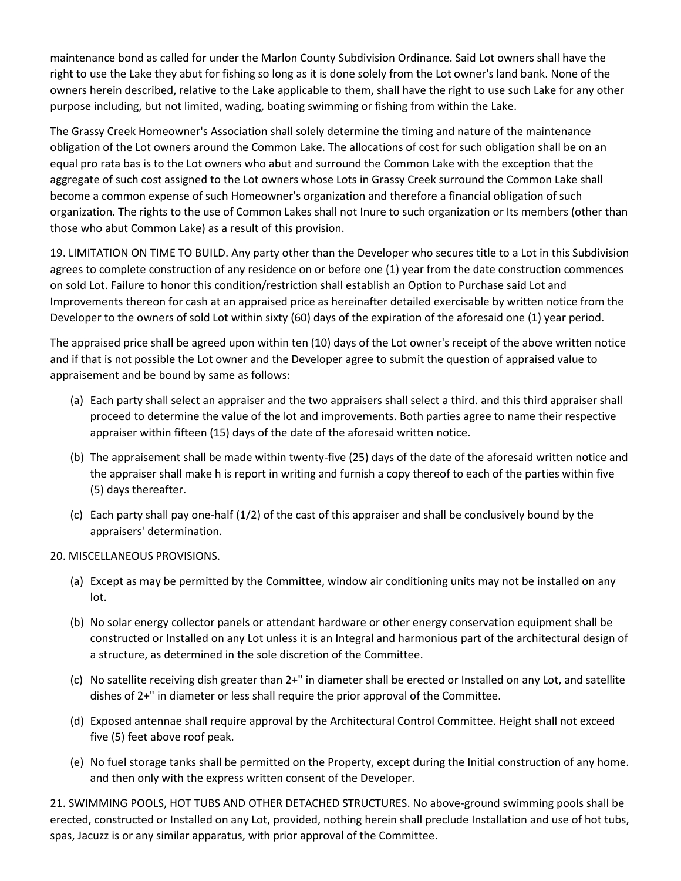maintenance bond as called for under the Marlon County Subdivision Ordinance. Said Lot owners shall have the right to use the Lake they abut for fishing so long as it is done solely from the Lot owner's land bank. None of the owners herein described, relative to the Lake applicable to them, shall have the right to use such Lake for any other purpose including, but not limited, wading, boating swimming or fishing from within the Lake.

The Grassy Creek Homeowner's Association shall solely determine the timing and nature of the maintenance obligation of the Lot owners around the Common Lake. The allocations of cost for such obligation shall be on an equal pro rata bas is to the Lot owners who abut and surround the Common Lake with the exception that the aggregate of such cost assigned to the Lot owners whose Lots in Grassy Creek surround the Common Lake shall become a common expense of such Homeowner's organization and therefore a financial obligation of such organization. The rights to the use of Common Lakes shall not Inure to such organization or Its members (other than those who abut Common Lake) as a result of this provision.

19. LIMITATION ON TIME TO BUILD. Any party other than the Developer who secures title to a Lot in this Subdivision agrees to complete construction of any residence on or before one (1) year from the date construction commences on sold Lot. Failure to honor this condition/restriction shall establish an Option to Purchase said Lot and Improvements thereon for cash at an appraised price as hereinafter detailed exercisable by written notice from the Developer to the owners of sold Lot within sixty (60) days of the expiration of the aforesaid one (1) year period.

The appraised price shall be agreed upon within ten (10) days of the Lot owner's receipt of the above written notice and if that is not possible the Lot owner and the Developer agree to submit the question of appraised value to appraisement and be bound by same as follows:

(a) Each party shall select an appraiser and the two appraisers shall select a third. and this third appraiser shall proceed to determine the value of the lot and improvements. Both parties agree to name their respective appraiser within fifteen (15) days of the date of the aforesaid written notice.

(b) The appraisement shall be made within twenty-five (25) days of the date of the aforesaid written notice and the appraiser shall make h is report in writing and furnish a copy thereof to each of the parties within five (5) days thereafter.

(c) Each party shall pay one-half (1/2) of the cast of this appraiser and shall be conclusively bound by the appraisers' determination.

20. MISCELLANEOUS PROVISIONS.

(a) Except as may be permitted by the Committee, window air conditioning units may not be installed on any lot.

(b) No solar energy collector panels or attendant hardware or other energy conservation equipment shall be constructed or Installed on any Lot unless it is an Integral and harmonious part of the architectural design of a structure, as determined in the sole discretion of the Committee.

(c) No satellite receiving dish greater than 2+" in diameter shall be erected or Installed on any Lot, and satellite dishes of 2+" in diameter or less shall require the prior approval of the Committee.

(d) Exposed antennae shall require approval by the Architectural Control Committee. Height shall not exceed five (5) feet above roof peak.

(e) No fuel storage tanks shall be permitted on the Property, except during the Initial construction of any home. and then only with the express written consent of the Developer.

21. SWIMMING POOLS, HOT TUBS AND OTHER DETACHED STRUCTURES. No above-ground swimming pools shall be erected, constructed or Installed on any Lot, provided, nothing herein shall preclude Installation and use of hot tubs, spas, Jacuzz is or any similar apparatus, with prior approval of the Committee.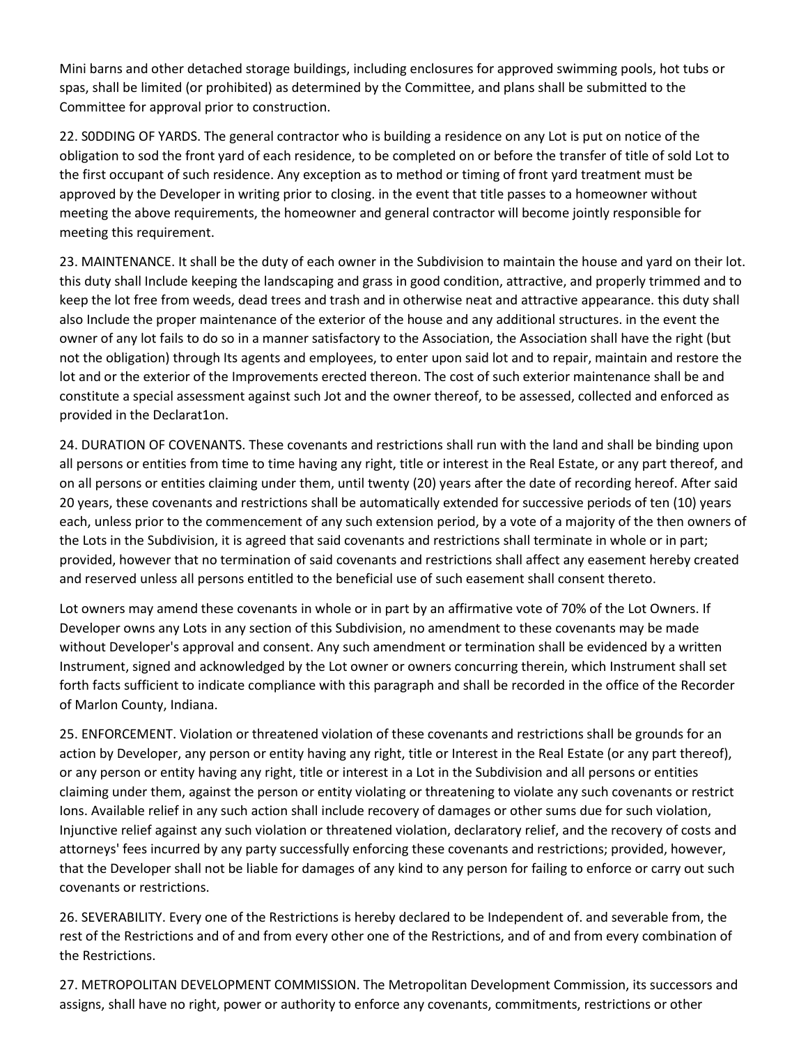Mini barns and other detached storage buildings, including enclosures for approved swimming pools, hot tubs or spas, shall be limited (or prohibited) as determined by the Committee, and plans shall be submitted to the Committee for approval prior to construction.

22. S0DDING OF YARDS. The general contractor who is building a residence on any Lot is put on notice of the obligation to sod the front yard of each residence, to be completed on or before the transfer of title of sold Lot to the first occupant of such residence. Any exception as to method or timing of front yard treatment must be approved by the Developer in writing prior to closing. in the event that title passes to a homeowner without meeting the above requirements, the homeowner and general contractor will become jointly responsible for meeting this requirement.

23. MAINTENANCE. It shall be the duty of each owner in the Subdivision to maintain the house and yard on their lot. this duty shall Include keeping the landscaping and grass in good condition, attractive, and properly trimmed and to keep the lot free from weeds, dead trees and trash and in otherwise neat and attractive appearance. this duty shall also Include the proper maintenance of the exterior of the house and any additional structures. in the event the owner of any lot fails to do so in a manner satisfactory to the Association, the Association shall have the right (but not the obligation) through Its agents and employees, to enter upon said lot and to repair, maintain and restore the lot and or the exterior of the Improvements erected thereon. The cost of such exterior maintenance shall be and constitute a special assessment against such Jot and the owner thereof, to be assessed, collected and enforced as provided in the Declarat1on.

24. DURATION OF COVENANTS. These covenants and restrictions shall run with the land and shall be binding upon all persons or entities from time to time having any right, title or interest in the Real Estate, or any part thereof, and on all persons or entities claiming under them, until twenty (20) years after the date of recording hereof. After said 20 years, these covenants and restrictions shall be automatically extended for successive periods of ten (10) years each, unless prior to the commencement of any such extension period, by a vote of a majority of the then owners of the Lots in the Subdivision, it is agreed that said covenants and restrictions shall terminate in whole or in part; provided, however that no termination of said covenants and restrictions shall affect any easement hereby created and reserved unless all persons entitled to the beneficial use of such easement shall consent thereto.

Lot owners may amend these covenants in whole or in part by an affirmative vote of 70% of the Lot Owners. If Developer owns any Lots in any section of this Subdivision, no amendment to these covenants may be made without Developer's approval and consent. Any such amendment or termination shall be evidenced by a written Instrument, signed and acknowledged by the Lot owner or owners concurring therein, which Instrument shall set forth facts sufficient to indicate compliance with this paragraph and shall be recorded in the office of the Recorder of Marlon County, Indiana.

25. ENFORCEMENT. Violation or threatened violation of these covenants and restrictions shall be grounds for an action by Developer, any person or entity having any right, title or Interest in the Real Estate (or any part thereof), or any person or entity having any right, title or interest in a Lot in the Subdivision and all persons or entities claiming under them, against the person or entity violating or threatening to violate any such covenants or restrict Ions. Available relief in any such action shall include recovery of damages or other sums due for such violation, Injunctive relief against any such violation or threatened violation, declaratory relief, and the recovery of costs and attorneys' fees incurred by any party successfully enforcing these covenants and restrictions; provided, however, that the Developer shall not be liable for damages of any kind to any person for failing to enforce or carry out such covenants or restrictions.

26. SEVERABILITY. Every one of the Restrictions is hereby declared to be Independent of. and severable from, the rest of the Restrictions and of and from every other one of the Restrictions, and of and from every combination of the Restrictions.

27. METROPOLITAN DEVELOPMENT COMMISSION. The Metropolitan Development Commission, its successors and assigns, shall have no right, power or authority to enforce any covenants, commitments, restrictions or other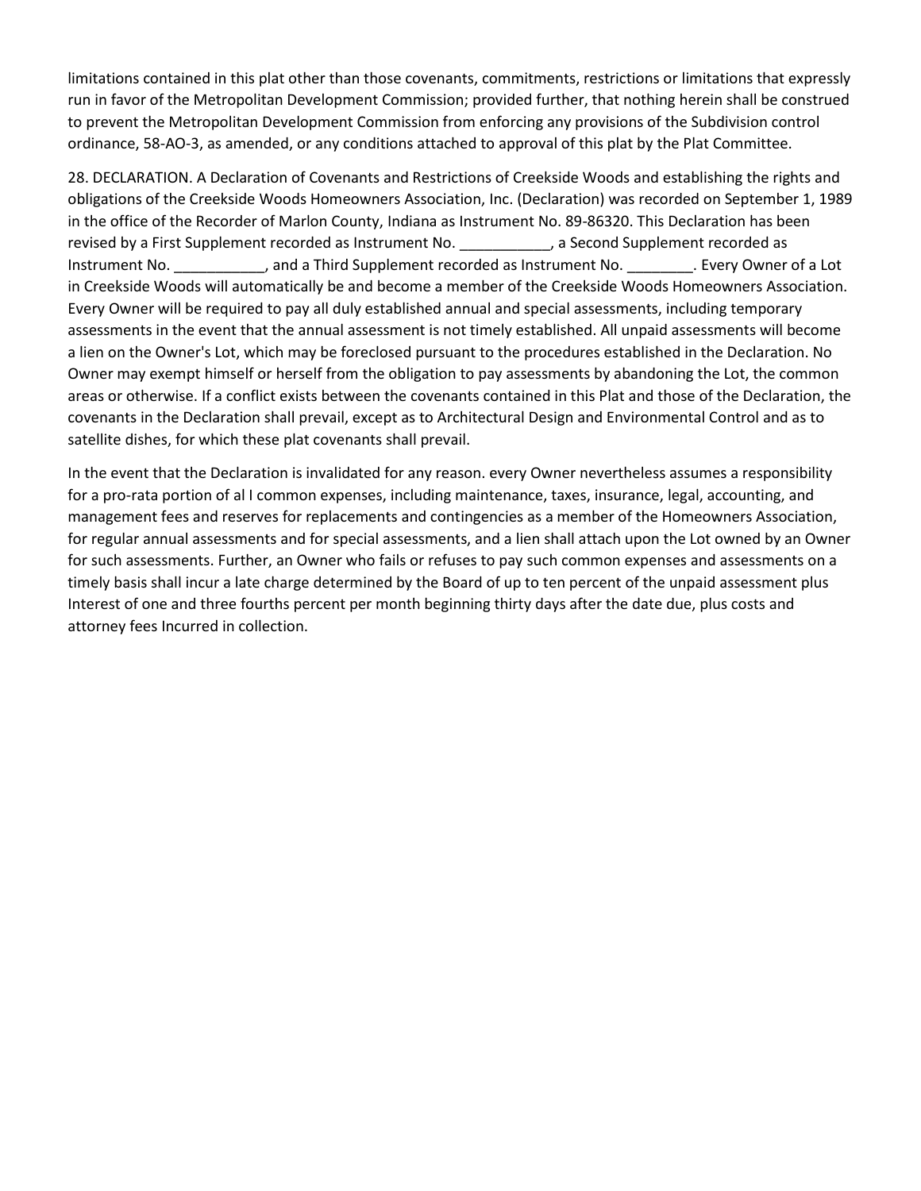limitations contained in this plat other than those covenants, commitments, restrictions or limitations that expressly run in favor of the Metropolitan Development Commission; provided further, that nothing herein shall be construed to prevent the Metropolitan Development Commission from enforcing any provisions of the Subdivision control ordinance, 58-AO-3, as amended, or any conditions attached to approval of this plat by the Plat Committee.

28. DECLARATION. A Declaration of Covenants and Restrictions of Creekside Woods and establishing the rights and obligations of the Creekside Woods Homeowners Association, Inc. (Declaration) was recorded on September 1, 1989 in the office of the Recorder of Marlon County, Indiana as Instrument No. 89-86320. This Declaration has been revised by a First Supplement recorded as Instrument No. ___________, a Second Supplement recorded as Instrument No. ___________, and a Third Supplement recorded as Instrument No. ________. Every Owner of a Lot in Creekside Woods will automatically be and become a member of the Creekside Woods Homeowners Association. Every Owner will be required to pay all duly established annual and special assessments, including temporary assessments in the event that the annual assessment is not timely established. All unpaid assessments will become a lien on the Owner's Lot, which may be foreclosed pursuant to the procedures established in the Declaration. No Owner may exempt himself or herself from the obligation to pay assessments by abandoning the Lot, the common areas or otherwise. If a conflict exists between the covenants contained in this Plat and those of the Declaration, the covenants in the Declaration shall prevail, except as to Architectural Design and Environmental Control and as to satellite dishes, for which these plat covenants shall prevail.

In the event that the Declaration is invalidated for any reason. every Owner nevertheless assumes a responsibility for a pro-rata portion of al I common expenses, including maintenance, taxes, insurance, legal, accounting, and management fees and reserves for replacements and contingencies as a member of the Homeowners Association, for regular annual assessments and for special assessments, and a lien shall attach upon the Lot owned by an Owner for such assessments. Further, an Owner who fails or refuses to pay such common expenses and assessments on a timely basis shall incur a late charge determined by the Board of up to ten percent of the unpaid assessment plus Interest of one and three fourths percent per month beginning thirty days after the date due, plus costs and attorney fees Incurred in collection.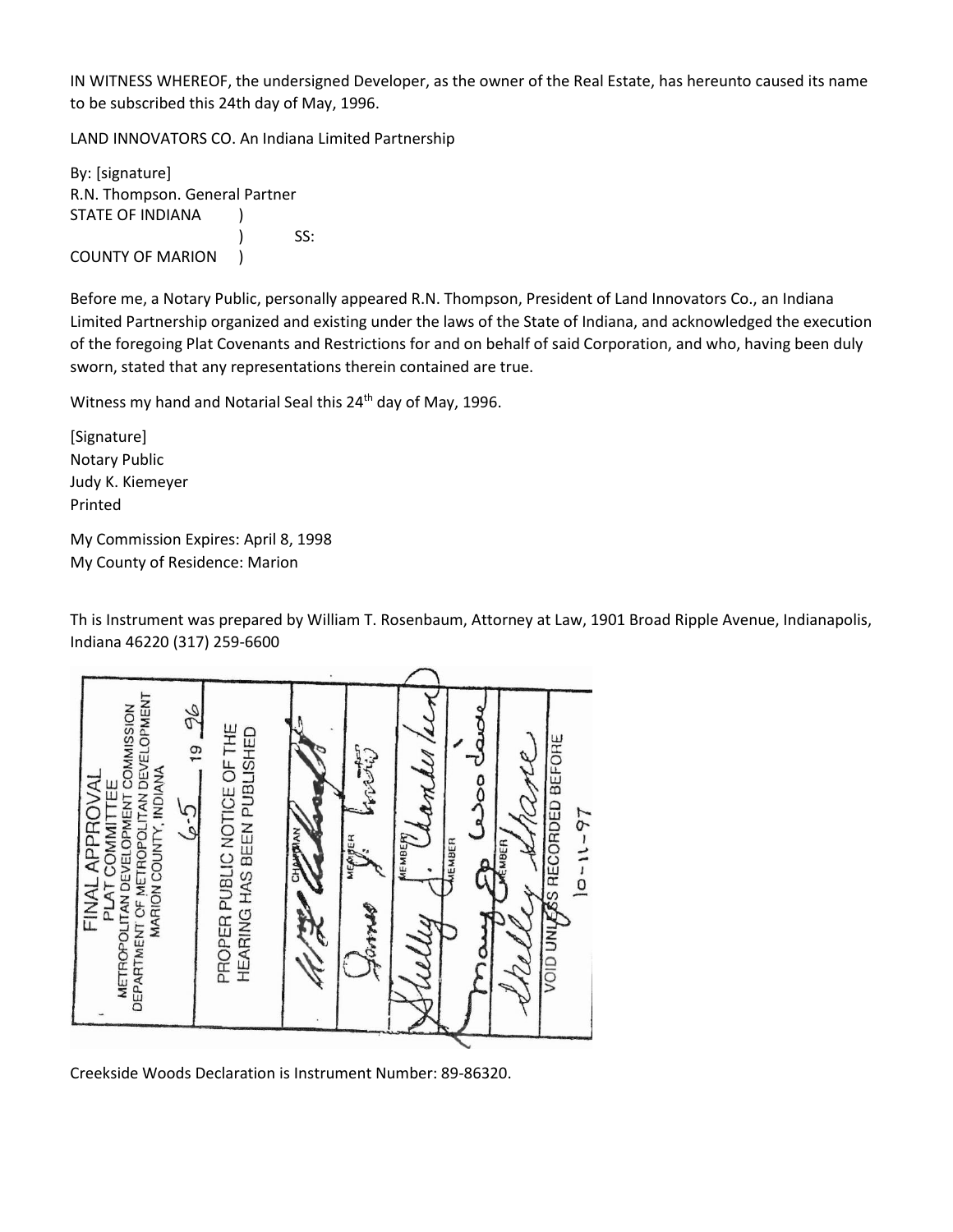IN WITNESS WHEREOF, the undersigned Developer, as the owner of the Real Estate, has hereunto caused its name to be subscribed this 24th day of May, 1996.

LAND INNOVATORS CO. An Indiana Limited Partnership

By: [signature]
R.N. Thompson. General Partner

STATE OF INDIANA )
) SS:
COUNTY OF MARION )

Before me, a Notary Public, personally appeared R.N. Thompson, President of Land Innovators Co., an Indiana Limited Partnership organized and existing under the laws of the State of Indiana, and acknowledged the execution of the foregoing Plat Covenants and Restrictions for and on behalf of said Corporation, and who, having been duly sworn, stated that any representations therein contained are true.

Witness my hand and Notarial Seal this 24th day of May, 1996.

[Signature]
Notary Public
Judy K. Kiemeyer
Printed

My Commission Expires: April 8, 1998
My County of Residence: Marion

Th is Instrument was prepared by William T. Rosenbaum, Attorney at Law, 1901 Broad Ripple Avenue, Indianapolis, Indiana 46220 (317) 259-6600

FINAL APPROVAL
PLAT COMMITTEE
METROPOLITAN DEVELOPMENT COMMISSION
DEPARTMENT OF METROPOLITAN DEVELOPMENT
MARION COUNTY, INDIANA
6-5 19 96

PROPER PUBLIC NOTICE OF THE HEARING HAS BEEN PUBLISHED

CHAIRMAN

MEMBER

MEMBER

MEMBER

MEMBER

VOID UNLESS RECORDED BEFORE
10-11-97

Creekside Woods Declaration is Instrument Number: 89-86320.